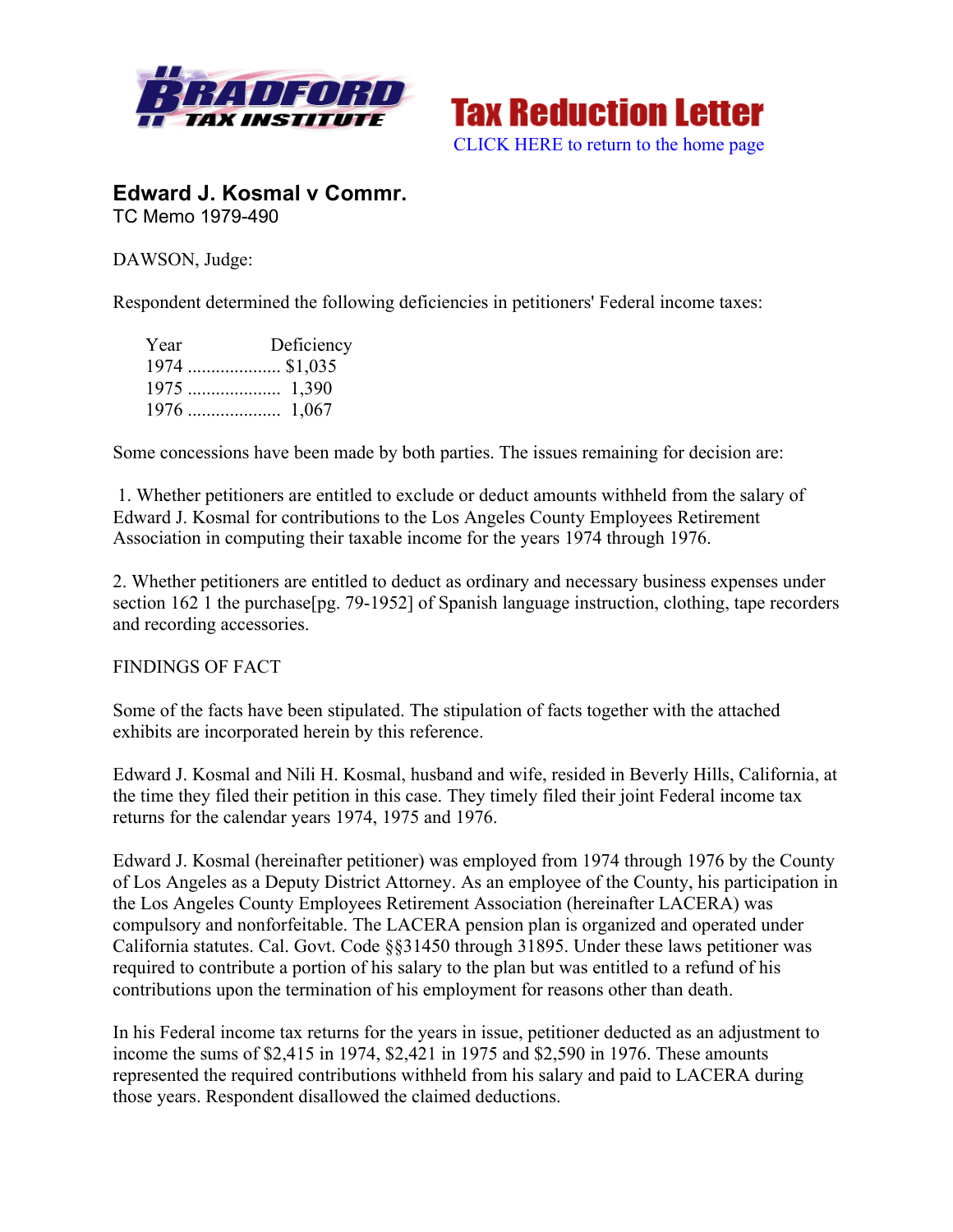Tax Reduction Letter

CLICK HERE to return to the home page

## Edward J. Kosmal v Commr.

TC Memo 1979-490

DAWSON, Judge:

Respondent determined the following deficiencies in petitioners' Federal income taxes:

| Year | Deficiency |
|---|---|
| 1974 | $1,035 |
| 1975 | 1,390 |
| 1976 | 1,067 |

Some concessions have been made by both parties. The issues remaining for decision are:

1. Whether petitioners are entitled to exclude or deduct amounts withheld from the salary of Edward J. Kosmal for contributions to the Los Angeles County Employees Retirement Association in computing their taxable income for the years 1974 through 1976.

2. Whether petitioners are entitled to deduct as ordinary and necessary business expenses under section 162 1 the purchase[pg. 79-1952] of Spanish language instruction, clothing, tape recorders and recording accessories.

FINDINGS OF FACT

Some of the facts have been stipulated. The stipulation of facts together with the attached exhibits are incorporated herein by this reference.

Edward J. Kosmal and Nili H. Kosmal, husband and wife, resided in Beverly Hills, California, at the time they filed their petition in this case. They timely filed their joint Federal income tax returns for the calendar years 1974, 1975 and 1976.

Edward J. Kosmal (hereinafter petitioner) was employed from 1974 through 1976 by the County of Los Angeles as a Deputy District Attorney. As an employee of the County, his participation in the Los Angeles County Employees Retirement Association (hereinafter LACERA) was compulsory and nonforfeitable. The LACERA pension plan is organized and operated under California statutes. Cal. Govt. Code §§31450 through 31895. Under these laws petitioner was required to contribute a portion of his salary to the plan but was entitled to a refund of his contributions upon the termination of his employment for reasons other than death.

In his Federal income tax returns for the years in issue, petitioner deducted as an adjustment to income the sums of $2,415 in 1974, $2,421 in 1975 and $2,590 in 1976. These amounts represented the required contributions withheld from his salary and paid to LACERA during those years. Respondent disallowed the claimed deductions.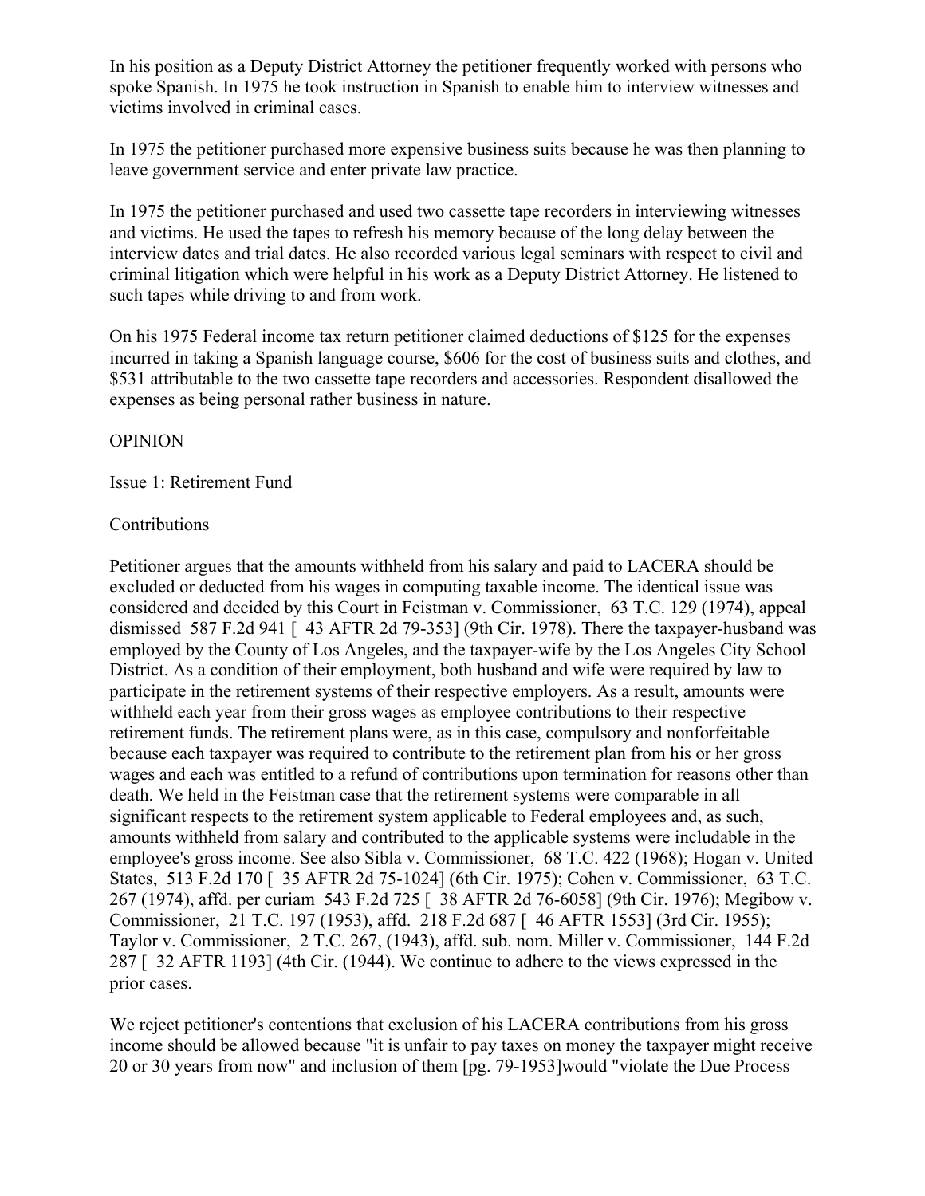In his position as a Deputy District Attorney the petitioner frequently worked with persons who spoke Spanish. In 1975 he took instruction in Spanish to enable him to interview witnesses and victims involved in criminal cases.

In 1975 the petitioner purchased more expensive business suits because he was then planning to leave government service and enter private law practice.

In 1975 the petitioner purchased and used two cassette tape recorders in interviewing witnesses and victims. He used the tapes to refresh his memory because of the long delay between the interview dates and trial dates. He also recorded various legal seminars with respect to civil and criminal litigation which were helpful in his work as a Deputy District Attorney. He listened to such tapes while driving to and from work.

On his 1975 Federal income tax return petitioner claimed deductions of $125 for the expenses incurred in taking a Spanish language course, $606 for the cost of business suits and clothes, and $531 attributable to the two cassette tape recorders and accessories. Respondent disallowed the expenses as being personal rather business in nature.

OPINION

Issue 1: Retirement Fund

Contributions

Petitioner argues that the amounts withheld from his salary and paid to LACERA should be excluded or deducted from his wages in computing taxable income. The identical issue was considered and decided by this Court in Feistman v. Commissioner, 63 T.C. 129 (1974), appeal dismissed 587 F.2d 941 [ 43 AFTR 2d 79-353] (9th Cir. 1978). There the taxpayer-husband was employed by the County of Los Angeles, and the taxpayer-wife by the Los Angeles City School District. As a condition of their employment, both husband and wife were required by law to participate in the retirement systems of their respective employers. As a result, amounts were withheld each year from their gross wages as employee contributions to their respective retirement funds. The retirement plans were, as in this case, compulsory and nonforfeitable because each taxpayer was required to contribute to the retirement plan from his or her gross wages and each was entitled to a refund of contributions upon termination for reasons other than death. We held in the Feistman case that the retirement systems were comparable in all significant respects to the retirement system applicable to Federal employees and, as such, amounts withheld from salary and contributed to the applicable systems were includable in the employee's gross income. See also Sibla v. Commissioner, 68 T.C. 422 (1968); Hogan v. United States, 513 F.2d 170 [ 35 AFTR 2d 75-1024] (6th Cir. 1975); Cohen v. Commissioner, 63 T.C. 267 (1974), affd. per curiam 543 F.2d 725 [ 38 AFTR 2d 76-6058] (9th Cir. 1976); Megibow v. Commissioner, 21 T.C. 197 (1953), affd. 218 F.2d 687 [ 46 AFTR 1553] (3rd Cir. 1955); Taylor v. Commissioner, 2 T.C. 267, (1943), affd. sub. nom. Miller v. Commissioner, 144 F.2d 287 [ 32 AFTR 1193] (4th Cir. (1944). We continue to adhere to the views expressed in the prior cases.

We reject petitioner's contentions that exclusion of his LACERA contributions from his gross income should be allowed because "it is unfair to pay taxes on money the taxpayer might receive 20 or 30 years from now" and inclusion of them [pg. 79-1953]would "violate the Due Process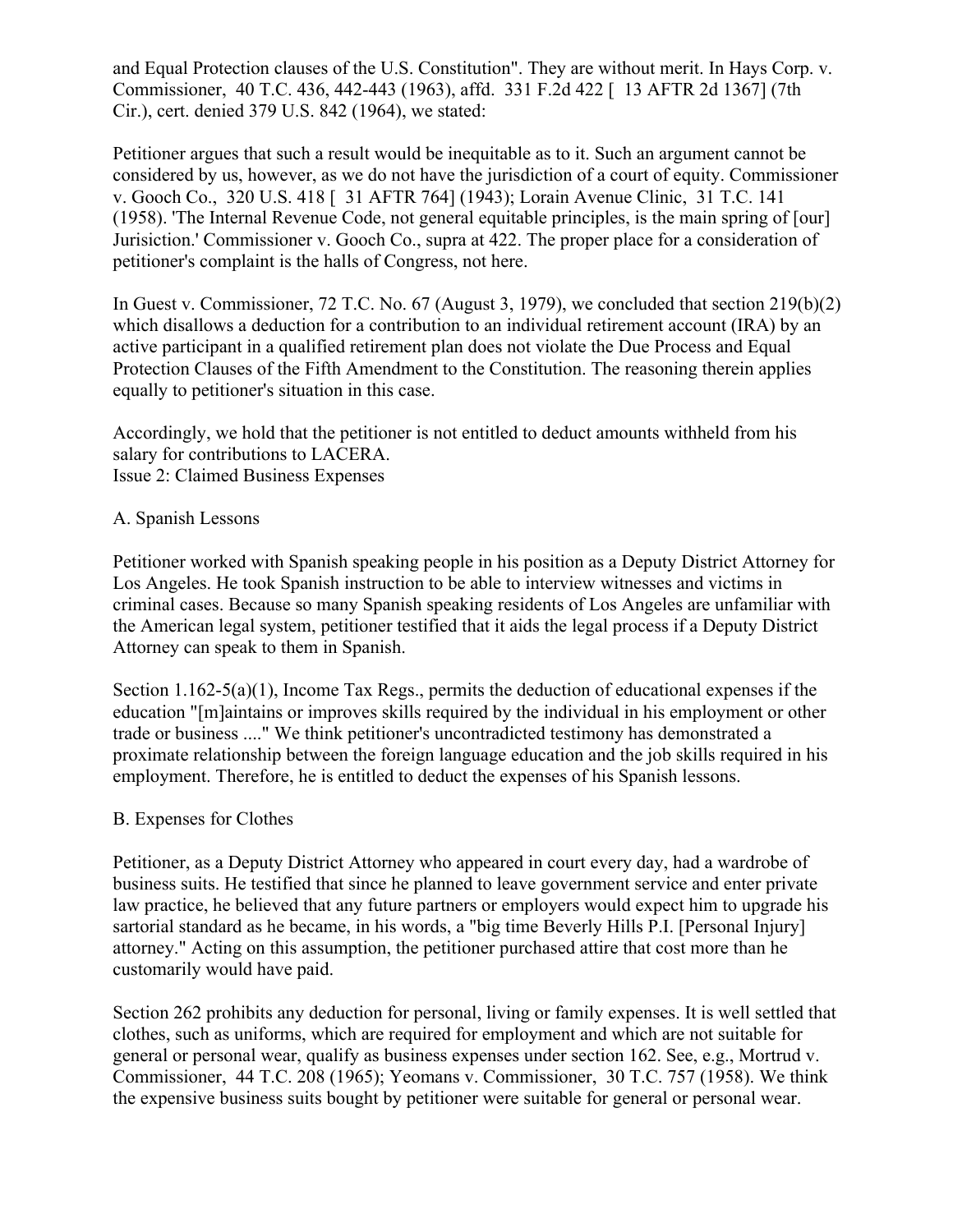and Equal Protection clauses of the U.S. Constitution". They are without merit. In Hays Corp. v. Commissioner, 40 T.C. 436, 442-443 (1963), affd. 331 F.2d 422 [ 13 AFTR 2d 1367] (7th Cir.), cert. denied 379 U.S. 842 (1964), we stated:

Petitioner argues that such a result would be inequitable as to it. Such an argument cannot be considered by us, however, as we do not have the jurisdiction of a court of equity. Commissioner v. Gooch Co., 320 U.S. 418 [ 31 AFTR 764] (1943); Lorain Avenue Clinic, 31 T.C. 141 (1958). 'The Internal Revenue Code, not general equitable principles, is the main spring of [our] Jurisiction.' Commissioner v. Gooch Co., supra at 422. The proper place for a consideration of petitioner's complaint is the halls of Congress, not here.

In Guest v. Commissioner, 72 T.C. No. 67 (August 3, 1979), we concluded that section 219(b)(2) which disallows a deduction for a contribution to an individual retirement account (IRA) by an active participant in a qualified retirement plan does not violate the Due Process and Equal Protection Clauses of the Fifth Amendment to the Constitution. The reasoning therein applies equally to petitioner's situation in this case.

Accordingly, we hold that the petitioner is not entitled to deduct amounts withheld from his salary for contributions to LACERA.

Issue 2: Claimed Business Expenses

A. Spanish Lessons

Petitioner worked with Spanish speaking people in his position as a Deputy District Attorney for Los Angeles. He took Spanish instruction to be able to interview witnesses and victims in criminal cases. Because so many Spanish speaking residents of Los Angeles are unfamiliar with the American legal system, petitioner testified that it aids the legal process if a Deputy District Attorney can speak to them in Spanish.

Section 1.162-5(a)(1), Income Tax Regs., permits the deduction of educational expenses if the education "[m]aintains or improves skills required by the individual in his employment or other trade or business ...." We think petitioner's uncontradicted testimony has demonstrated a proximate relationship between the foreign language education and the job skills required in his employment. Therefore, he is entitled to deduct the expenses of his Spanish lessons.

B. Expenses for Clothes

Petitioner, as a Deputy District Attorney who appeared in court every day, had a wardrobe of business suits. He testified that since he planned to leave government service and enter private law practice, he believed that any future partners or employers would expect him to upgrade his sartorial standard as he became, in his words, a "big time Beverly Hills P.I. [Personal Injury] attorney." Acting on this assumption, the petitioner purchased attire that cost more than he customarily would have paid.

Section 262 prohibits any deduction for personal, living or family expenses. It is well settled that clothes, such as uniforms, which are required for employment and which are not suitable for general or personal wear, qualify as business expenses under section 162. See, e.g., Mortrud v. Commissioner, 44 T.C. 208 (1965); Yeomans v. Commissioner, 30 T.C. 757 (1958). We think the expensive business suits bought by petitioner were suitable for general or personal wear.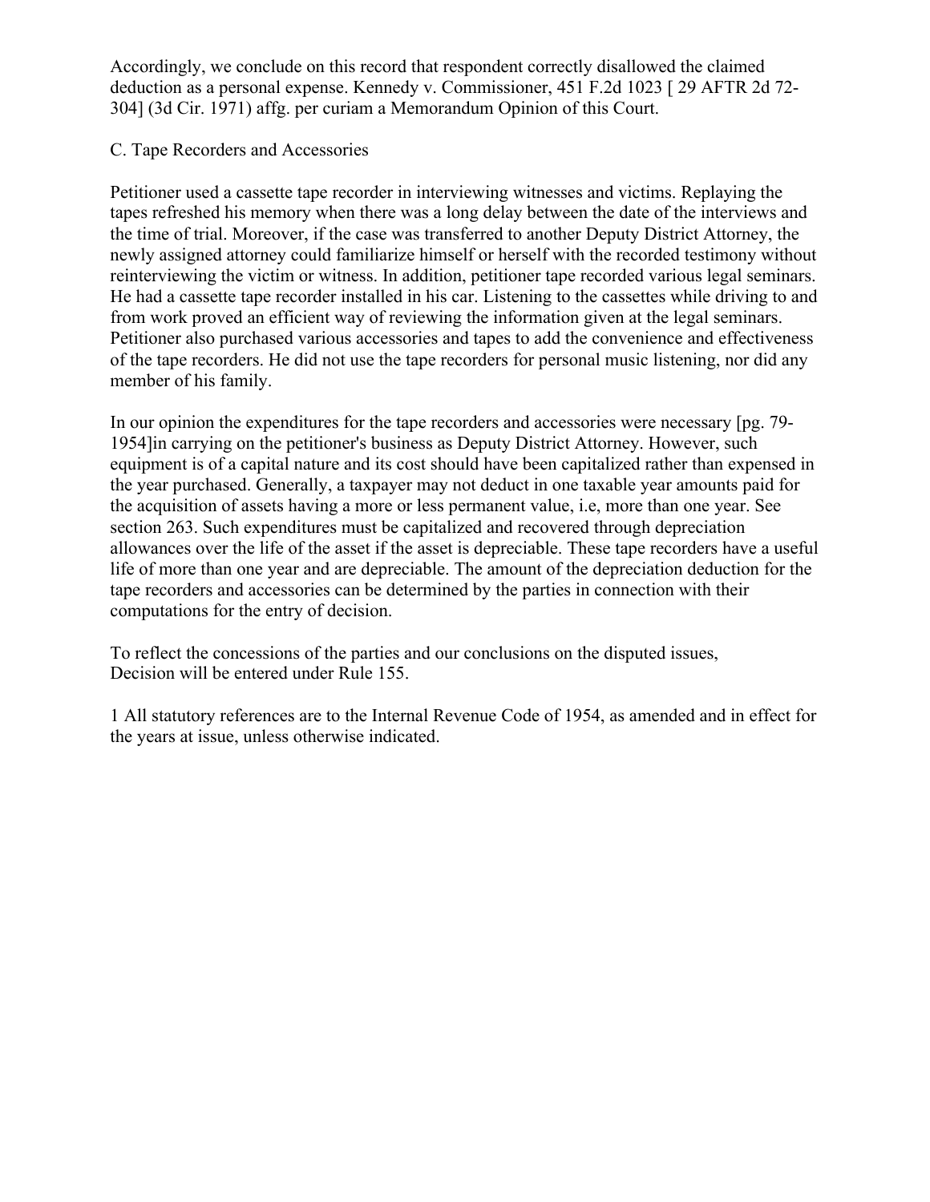Accordingly, we conclude on this record that respondent correctly disallowed the claimed deduction as a personal expense. Kennedy v. Commissioner, 451 F.2d 1023 [ 29 AFTR 2d 72-304] (3d Cir. 1971) affg. per curiam a Memorandum Opinion of this Court.

C. Tape Recorders and Accessories

Petitioner used a cassette tape recorder in interviewing witnesses and victims. Replaying the tapes refreshed his memory when there was a long delay between the date of the interviews and the time of trial. Moreover, if the case was transferred to another Deputy District Attorney, the newly assigned attorney could familiarize himself or herself with the recorded testimony without reinterviewing the victim or witness. In addition, petitioner tape recorded various legal seminars. He had a cassette tape recorder installed in his car. Listening to the cassettes while driving to and from work proved an efficient way of reviewing the information given at the legal seminars. Petitioner also purchased various accessories and tapes to add the convenience and effectiveness of the tape recorders. He did not use the tape recorders for personal music listening, nor did any member of his family.

In our opinion the expenditures for the tape recorders and accessories were necessary [pg. 79-1954]in carrying on the petitioner's business as Deputy District Attorney. However, such equipment is of a capital nature and its cost should have been capitalized rather than expensed in the year purchased. Generally, a taxpayer may not deduct in one taxable year amounts paid for the acquisition of assets having a more or less permanent value, i.e, more than one year. See section 263. Such expenditures must be capitalized and recovered through depreciation allowances over the life of the asset if the asset is depreciable. These tape recorders have a useful life of more than one year and are depreciable. The amount of the depreciation deduction for the tape recorders and accessories can be determined by the parties in connection with their computations for the entry of decision.

To reflect the concessions of the parties and our conclusions on the disputed issues,
Decision will be entered under Rule 155.

1 All statutory references are to the Internal Revenue Code of 1954, as amended and in effect for the years at issue, unless otherwise indicated.